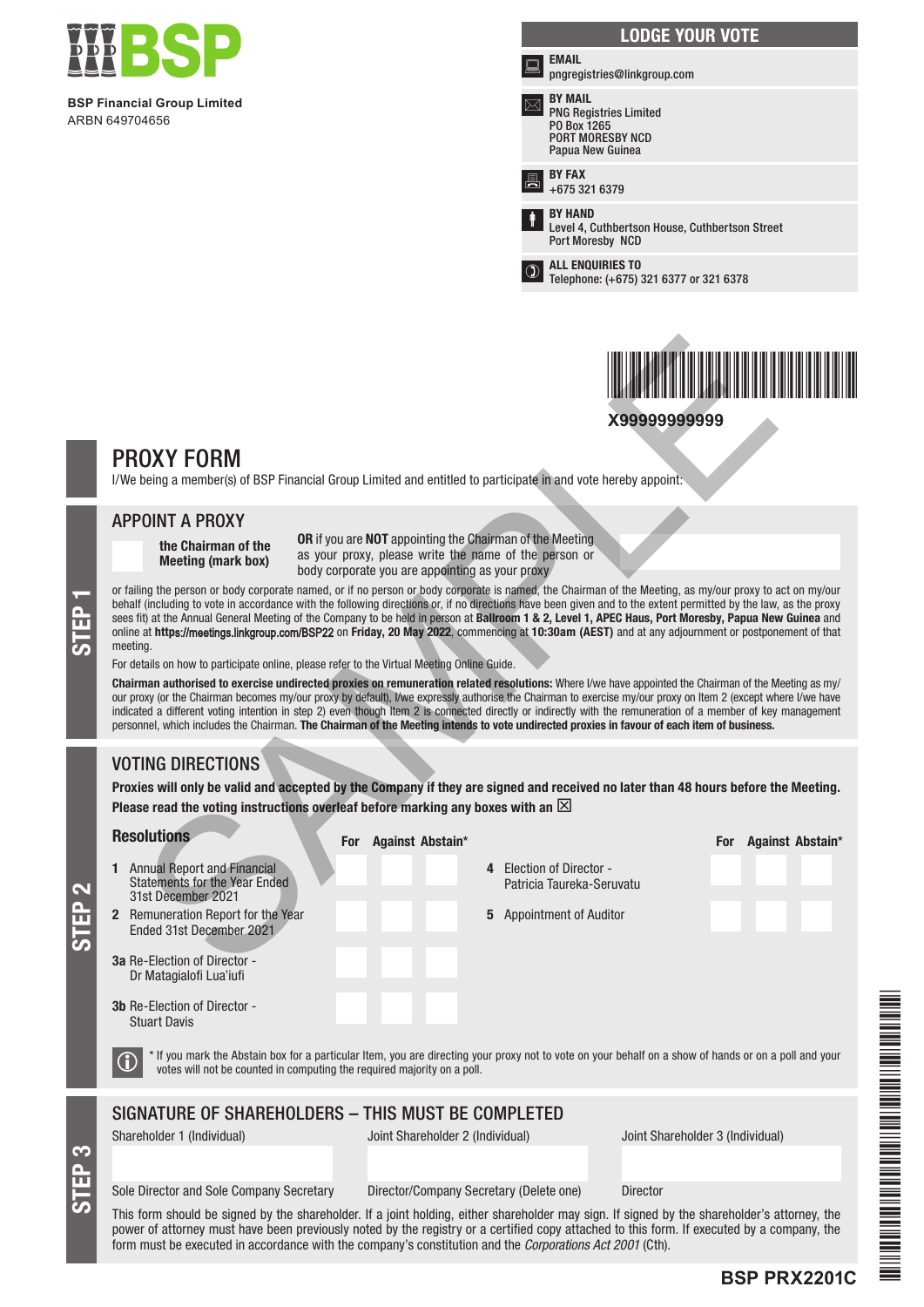**BSP Financial Group Limited**
ARBN 649704656

## LODGE YOUR VOTE

**EMAIL**
pngregistries@linkgroup.com

**BY MAIL**
PNG Registries Limited
PO Box 1265
PORT MORESBY NCD
Papua New Guinea

**BY FAX**
+675 321 6379

**BY HAND**
Level 4, Cuthbertson House, Cuthbertson Street
Port Moresby NCD

**ALL ENQUIRIES TO**
Telephone: (+675) 321 6377 or 321 6378

X99999999999

# PROXY FORM

I/We being a member(s) of BSP Financial Group Limited and entitled to participate in and vote hereby appoint:

## STEP 1

### APPOINT A PROXY

**the Chairman of the Meeting (mark box)**

**OR** if you are **NOT** appointing the Chairman of the Meeting as your proxy, please write the name of the person or body corporate you are appointing as your proxy

or failing the person or body corporate named, or if no person or body corporate is named, the Chairman of the Meeting, as my/our proxy to act on my/our behalf (including to vote in accordance with the following directions or, if no directions have been given and to the extent permitted by the law, as the proxy sees fit) at the Annual General Meeting of the Company to be held in person at **Ballroom 1 & 2, Level 1, APEC Haus, Port Moresby, Papua New Guinea** and online at **https://meetings.linkgroup.com/BSP22** on **Friday, 20 May 2022**, commencing at **10:30am (AEST)** and at any adjournment or postponement of that meeting.

For details on how to participate online, please refer to the Virtual Meeting Online Guide.

**Chairman authorised to exercise undirected proxies on remuneration related resolutions:** Where I/we have appointed the Chairman of the Meeting as my/our proxy (or the Chairman becomes my/our proxy by default), I/we expressly authorise the Chairman to exercise my/our proxy on Item 2 (except where I/we have indicated a different voting intention in step 2) even though Item 2 is connected directly or indirectly with the remuneration of a member of key management personnel, which includes the Chairman. **The Chairman of the Meeting intends to vote undirected proxies in favour of each item of business.**

## STEP 2

### VOTING DIRECTIONS

**Proxies will only be valid and accepted by the Company if they are signed and received no later than 48 hours before the Meeting.**
**Please read the voting instructions overleaf before marking any boxes with an ☒**

| Resolutions | For | Against | Abstain* |
|---|---|---|---|
| 1 Annual Report and Financial Statements for the Year Ended 31st December 2021 | | | |
| 2 Remuneration Report for the Year Ended 31st December 2021 | | | |
| 3a Re-Election of Director - Dr Matagialofi Lua'iufi | | | |
| 3b Re-Election of Director - Stuart Davis | | | |
| 4 Election of Director - Patricia Taureka-Seruvatu | | | |
| 5 Appointment of Auditor | | | |

ⓘ * If you mark the Abstain box for a particular Item, you are directing your proxy not to vote on your behalf on a show of hands or on a poll and your votes will not be counted in computing the required majority on a poll.

## STEP 3

### SIGNATURE OF SHAREHOLDERS – THIS MUST BE COMPLETED

| Shareholder 1 (Individual) | Joint Shareholder 2 (Individual) | Joint Shareholder 3 (Individual) |
|---|---|---|
| | | |
| Sole Director and Sole Company Secretary | Director/Company Secretary (Delete one) | Director |

This form should be signed by the shareholder. If a joint holding, either shareholder may sign. If signed by the shareholder's attorney, the power of attorney must have been previously noted by the registry or a certified copy attached to this form. If executed by a company, the form must be executed in accordance with the company's constitution and the *Corporations Act 2001* (Cth).

**BSP PRX2201C**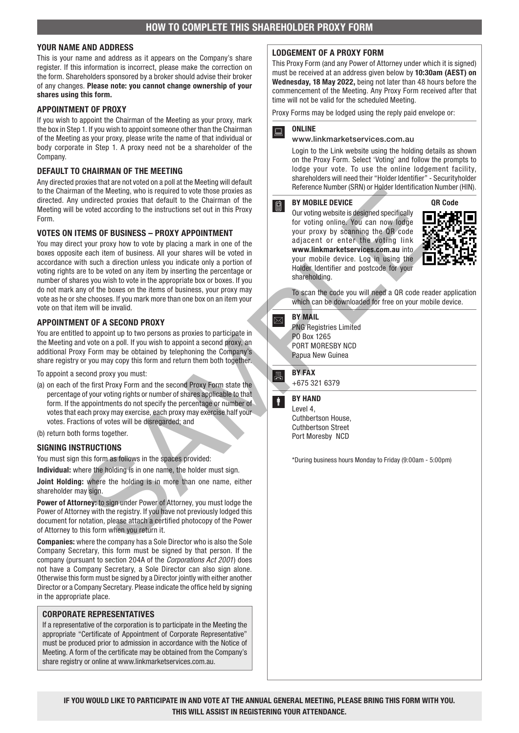# HOW TO COMPLETE THIS SHAREHOLDER PROXY FORM

## YOUR NAME AND ADDRESS

This is your name and address as it appears on the Company's share register. If this information is incorrect, please make the correction on the form. Shareholders sponsored by a broker should advise their broker of any changes. **Please note: you cannot change ownership of your shares using this form.**

## APPOINTMENT OF PROXY

If you wish to appoint the Chairman of the Meeting as your proxy, mark the box in Step 1. If you wish to appoint someone other than the Chairman of the Meeting as your proxy, please write the name of that individual or body corporate in Step 1. A proxy need not be a shareholder of the Company.

## DEFAULT TO CHAIRMAN OF THE MEETING

Any directed proxies that are not voted on a poll at the Meeting will default to the Chairman of the Meeting, who is required to vote those proxies as directed. Any undirected proxies that default to the Chairman of the Meeting will be voted according to the instructions set out in this Proxy Form.

## VOTES ON ITEMS OF BUSINESS – PROXY APPOINTMENT

You may direct your proxy how to vote by placing a mark in one of the boxes opposite each item of business. All your shares will be voted in accordance with such a direction unless you indicate only a portion of voting rights are to be voted on any item by inserting the percentage or number of shares you wish to vote in the appropriate box or boxes. If you do not mark any of the boxes on the items of business, your proxy may vote as he or she chooses. If you mark more than one box on an item your vote on that item will be invalid.

## APPOINTMENT OF A SECOND PROXY

You are entitled to appoint up to two persons as proxies to participate in the Meeting and vote on a poll. If you wish to appoint a second proxy, an additional Proxy Form may be obtained by telephoning the Company's share registry or you may copy this form and return them both together.

To appoint a second proxy you must:

(a) on each of the first Proxy Form and the second Proxy Form state the percentage of your voting rights or number of shares applicable to that form. If the appointments do not specify the percentage or number of votes that each proxy may exercise, each proxy may exercise half your votes. Fractions of votes will be disregarded; and

(b) return both forms together.

## SIGNING INSTRUCTIONS

You must sign this form as follows in the spaces provided:

**Individual:** where the holding is in one name, the holder must sign.

**Joint Holding:** where the holding is in more than one name, either shareholder may sign.

**Power of Attorney:** to sign under Power of Attorney, you must lodge the Power of Attorney with the registry. If you have not previously lodged this document for notation, please attach a certified photocopy of the Power of Attorney to this form when you return it.

**Companies:** where the company has a Sole Director who is also the Sole Company Secretary, this form must be signed by that person. If the company (pursuant to section 204A of the *Corporations Act 2001*) does not have a Company Secretary, a Sole Director can also sign alone. Otherwise this form must be signed by a Director jointly with either another Director or a Company Secretary. Please indicate the office held by signing in the appropriate place.

## CORPORATE REPRESENTATIVES

If a representative of the corporation is to participate in the Meeting the appropriate "Certificate of Appointment of Corporate Representative" must be produced prior to admission in accordance with the Notice of Meeting. A form of the certificate may be obtained from the Company's share registry or online at www.linkmarketservices.com.au.

## LODGEMENT OF A PROXY FORM

This Proxy Form (and any Power of Attorney under which it is signed) must be received at an address given below by **10:30am (AEST) on Wednesday, 18 May 2022,** being not later than 48 hours before the commencement of the Meeting. Any Proxy Form received after that time will not be valid for the scheduled Meeting.

Proxy Forms may be lodged using the reply paid envelope or:

### ONLINE

www.linkmarketservices.com.au

Login to the Link website using the holding details as shown on the Proxy Form. Select 'Voting' and follow the prompts to lodge your vote. To use the online lodgement facility, shareholders will need their "Holder Identifier" - Securityholder Reference Number (SRN) or Holder Identification Number (HIN).

### BY MOBILE DEVICE

QR Code

Our voting website is designed specifically for voting online. You can now lodge your proxy by scanning the QR code adjacent or enter the voting link **www.linkmarketservices.com.au** into your mobile device. Log in using the Holder Identifier and postcode for your shareholding.

To scan the code you will need a QR code reader application which can be downloaded for free on your mobile device.

### BY MAIL

PNG Registries Limited
PO Box 1265
PORT MORESBY NCD
Papua New Guinea

### BY FAX

+675 321 6379

### BY HAND

Level 4,
Cuthbertson House,
Cuthbertson Street
Port Moresby NCD

*During business hours Monday to Friday (9:00am - 5:00pm)

**IF YOU WOULD LIKE TO PARTICIPATE IN AND VOTE AT THE ANNUAL GENERAL MEETING, PLEASE BRING THIS FORM WITH YOU. THIS WILL ASSIST IN REGISTERING YOUR ATTENDANCE.**